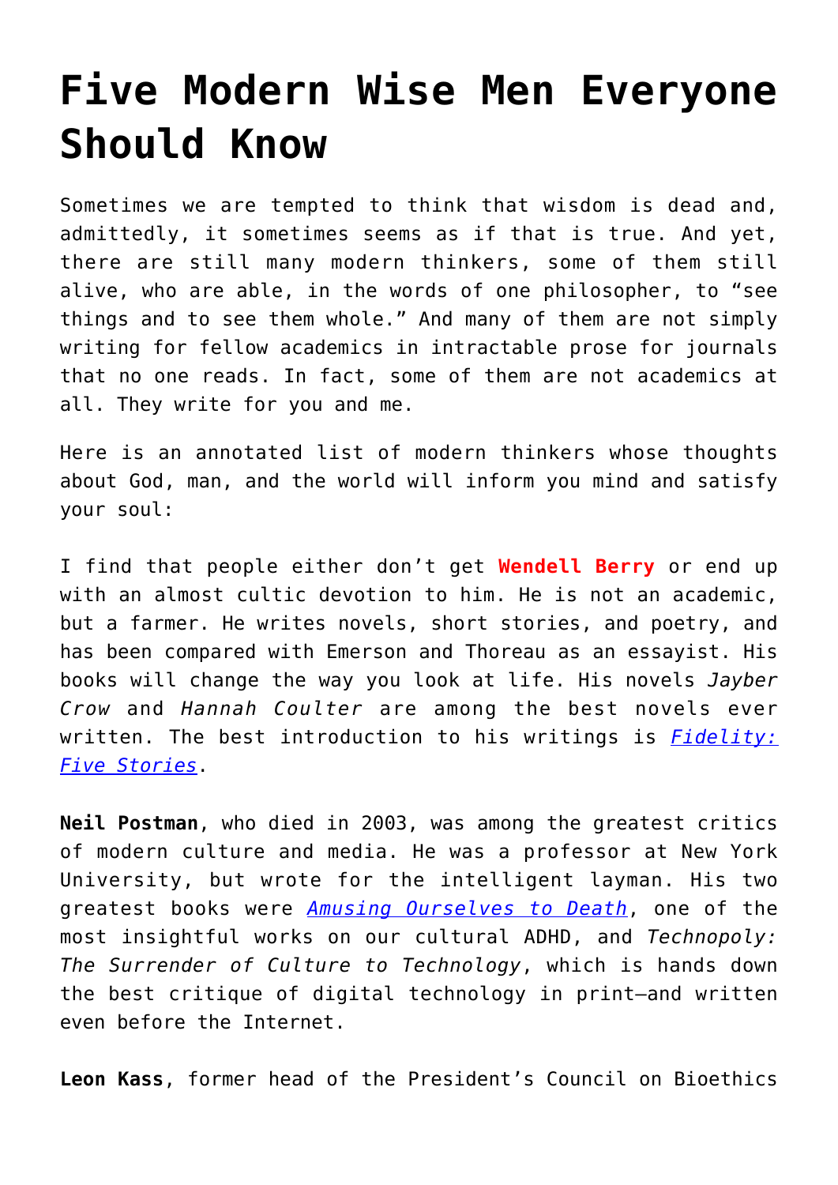# Five Modern Wise Men Everyone Should Know

Sometimes we are tempted to think that wisdom is dead and, admittedly, it sometimes seems as if that is true. And yet, there are still many modern thinkers, some of them still alive, who are able, in the words of one philosopher, to "see things and to see them whole." And many of them are not simply writing for fellow academics in intractable prose for journals that no one reads. In fact, some of them are not academics at all. They write for you and me.

Here is an annotated list of modern thinkers whose thoughts about God, man, and the world will inform you mind and satisfy your soul:

I find that people either don't get **Wendell Berry** or end up with an almost cultic devotion to him. He is not an academic, but a farmer. He writes novels, short stories, and poetry, and has been compared with Emerson and Thoreau as an essayist. His books will change the way you look at life. His novels *Jayber Crow* and *Hannah Coulter* are among the best novels ever written. The best introduction to his writings is *Fidelity: Five Stories*.

**Neil Postman**, who died in 2003, was among the greatest critics of modern culture and media. He was a professor at New York University, but wrote for the intelligent layman. His two greatest books were *Amusing Ourselves to Death*, one of the most insightful works on our cultural ADHD, and *Technopoly: The Surrender of Culture to Technology*, which is hands down the best critique of digital technology in print—and written even before the Internet.

**Leon Kass**, former head of the President's Council on Bioethics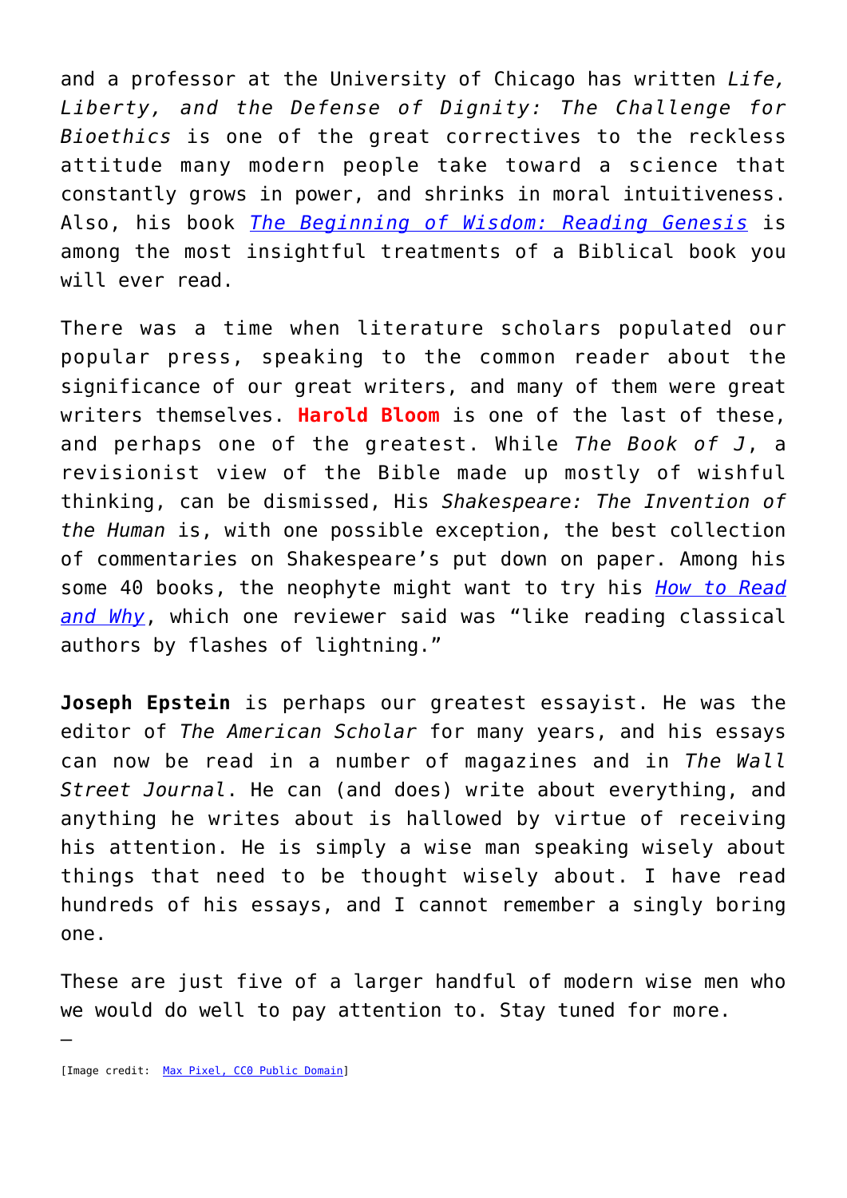and a professor at the University of Chicago has written *Life, Liberty, and the Defense of Dignity: The Challenge for Bioethics* is one of the great correctives to the reckless attitude many modern people take toward a science that constantly grows in power, and shrinks in moral intuitiveness. Also, his book [*The Beginning of Wisdom: Reading Genesis*]() is among the most insightful treatments of a Biblical book you will ever read.

There was a time when literature scholars populated our popular press, speaking to the common reader about the significance of our great writers, and many of them were great writers themselves. **Harold Bloom** is one of the last of these, and perhaps one of the greatest. While *The Book of J*, a revisionist view of the Bible made up mostly of wishful thinking, can be dismissed, His *Shakespeare: The Invention of the Human* is, with one possible exception, the best collection of commentaries on Shakespeare's put down on paper. Among his some 40 books, the neophyte might want to try his [*How to Read and Why*](), which one reviewer said was "like reading classical authors by flashes of lightning."

**Joseph Epstein** is perhaps our greatest essayist. He was the editor of *The American Scholar* for many years, and his essays can now be read in a number of magazines and in *The Wall Street Journal*. He can (and does) write about everything, and anything he writes about is hallowed by virtue of receiving his attention. He is simply a wise man speaking wisely about things that need to be thought wisely about. I have read hundreds of his essays, and I cannot remember a singly boring one.

These are just five of a larger handful of modern wise men who we would do well to pay attention to. Stay tuned for more.

—

[Image credit: [Max Pixel, CC0 Public Domain]()]